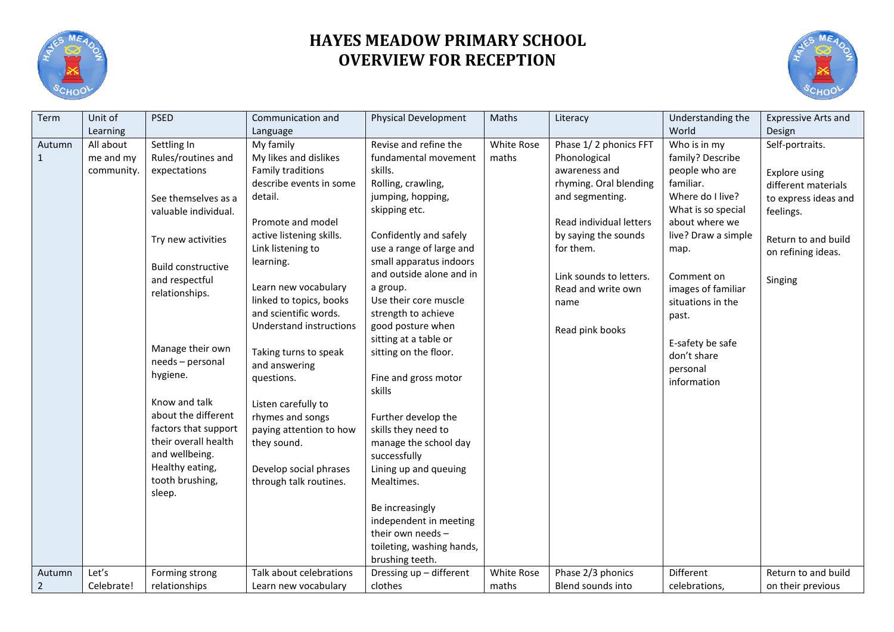# HAYES MEADOW PRIMARY SCHOOL
# OVERVIEW FOR RECEPTION

| Term | Unit of Learning | PSED | Communication and Language | Physical Development | Maths | Literacy | Understanding the World | Expressive Arts and Design |
|---|---|---|---|---|---|---|---|---|
| Autumn 1 | All about me and my community. | Settling In<br>Rules/routines and expectations<br><br>See themselves as a valuable individual.<br><br>Try new activities<br><br>Build constructive and respectful relationships.<br><br>Manage their own needs – personal hygiene.<br><br>Know and talk about the different factors that support their overall health and wellbeing.<br>Healthy eating, tooth brushing, sleep. | My family<br>My likes and dislikes<br>Family traditions describe events in some detail.<br><br>Promote and model active listening skills.<br>Link listening to learning.<br><br>Learn new vocabulary linked to topics, books and scientific words.<br>Understand instructions<br><br>Taking turns to speak and answering questions.<br><br>Listen carefully to rhymes and songs paying attention to how they sound.<br><br>Develop social phrases through talk routines. | Revise and refine the fundamental movement skills.<br>Rolling, crawling, jumping, hopping, skipping etc.<br><br>Confidently and safely use a range of large and small apparatus indoors and outside alone and in a group.<br>Use their core muscle strength to achieve good posture when sitting at a table or sitting on the floor.<br><br>Fine and gross motor skills<br><br>Further develop the skills they need to manage the school day successfully<br>Lining up and queuing<br>Mealtimes.<br><br>Be increasingly independent in meeting their own needs – toileting, washing hands, brushing teeth. | White Rose maths | Phase 1/ 2 phonics FFT<br>Phonological awareness and rhyming. Oral blending and segmenting.<br><br>Read individual letters by saying the sounds for them.<br><br>Link sounds to letters.<br>Read and write own name<br><br>Read pink books | Who is in my family? Describe people who are familiar.<br>Where do I live?<br>What is so special about where we live? Draw a simple map.<br><br>Comment on images of familiar situations in the past.<br><br>E-safety be safe don't share personal information | Self-portraits.<br><br>Explore using different materials to express ideas and feelings.<br><br>Return to and build on refining ideas.<br><br>Singing |
| Autumn 2 | Let's Celebrate! | Forming strong relationships | Talk about celebrations<br>Learn new vocabulary | Dressing up – different clothes | White Rose maths | Phase 2/3 phonics<br>Blend sounds into | Different celebrations, | Return to and build on their previous |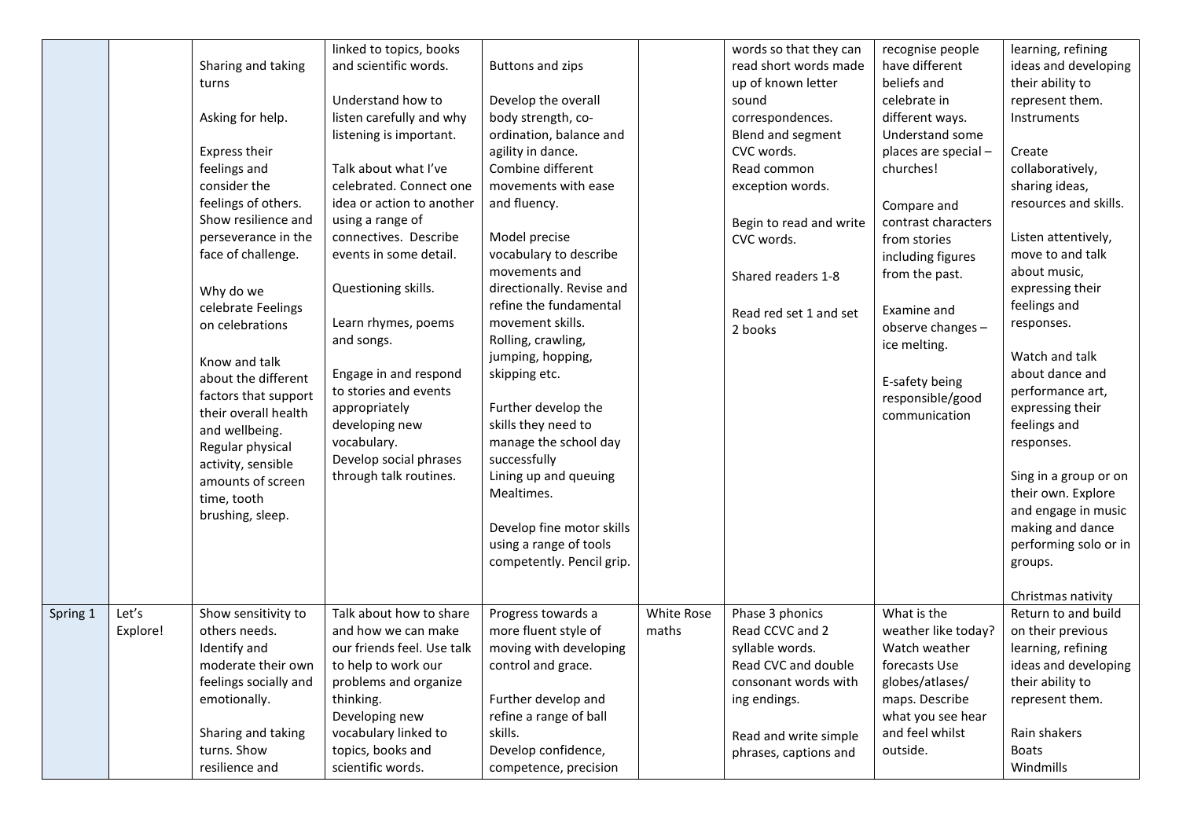| | | | | | | | | |
|---|---|---|---|---|---|---|---|---|
| | | Sharing and taking turns<br><br>Asking for help.<br><br>Express their feelings and consider the feelings of others. Show resilience and perseverance in the face of challenge.<br><br>Why do we celebrate Feelings on celebrations<br><br>Know and talk about the different factors that support their overall health and wellbeing. Regular physical activity, sensible amounts of screen time, tooth brushing, sleep. | linked to topics, books and scientific words.<br><br>Understand how to listen carefully and why listening is important.<br><br>Talk about what I've celebrated. Connect one idea or action to another using a range of connectives. Describe events in some detail.<br><br>Questioning skills.<br><br>Learn rhymes, poems and songs.<br><br>Engage in and respond to stories and events appropriately developing new vocabulary.<br>Develop social phrases through talk routines. | Buttons and zips<br><br>Develop the overall body strength, co-ordination, balance and agility in dance.<br>Combine different movements with ease and fluency.<br><br>Model precise vocabulary to describe movements and directionally. Revise and refine the fundamental movement skills.<br>Rolling, crawling, jumping, hopping, skipping etc.<br><br>Further develop the skills they need to manage the school day successfully<br>Lining up and queuing<br>Mealtimes.<br><br>Develop fine motor skills using a range of tools competently. Pencil grip. | | words so that they can read short words made up of known letter sound correspondences.<br>Blend and segment CVC words.<br>Read common exception words.<br><br>Begin to read and write CVC words.<br><br>Shared readers 1-8<br><br>Read red set 1 and set 2 books | recognise people have different beliefs and celebrate in different ways.<br>Understand some places are special – churches!<br><br>Compare and contrast characters from stories including figures from the past.<br><br>Examine and observe changes – ice melting.<br><br>E-safety being responsible/good communication | learning, refining ideas and developing their ability to represent them.<br>Instruments<br><br>Create collaboratively, sharing ideas, resources and skills.<br><br>Listen attentively, move to and talk about music, expressing their feelings and responses.<br><br>Watch and talk about dance and performance art, expressing their feelings and responses.<br><br>Sing in a group or on their own. Explore and engage in music making and dance performing solo or in groups.<br><br>Christmas nativity |
| Spring 1 | Let's Explore! | Show sensitivity to others needs.<br>Identify and moderate their own feelings socially and emotionally.<br><br>Sharing and taking turns. Show resilience and | Talk about how to share and how we can make our friends feel. Use talk to help to work our problems and organize thinking.<br>Developing new vocabulary linked to topics, books and scientific words. | Progress towards a more fluent style of moving with developing control and grace.<br><br>Further develop and refine a range of ball skills.<br>Develop confidence, competence, precision | White Rose maths | Phase 3 phonics<br>Read CCVC and 2 syllable words.<br>Read CVC and double consonant words with ing endings.<br><br>Read and write simple phrases, captions and | What is the weather like today? Watch weather forecasts Use globes/atlases/ maps. Describe what you see hear and feel whilst outside. | Return to and build on their previous learning, refining ideas and developing their ability to represent them.<br><br>Rain shakers<br>Boats<br>Windmills |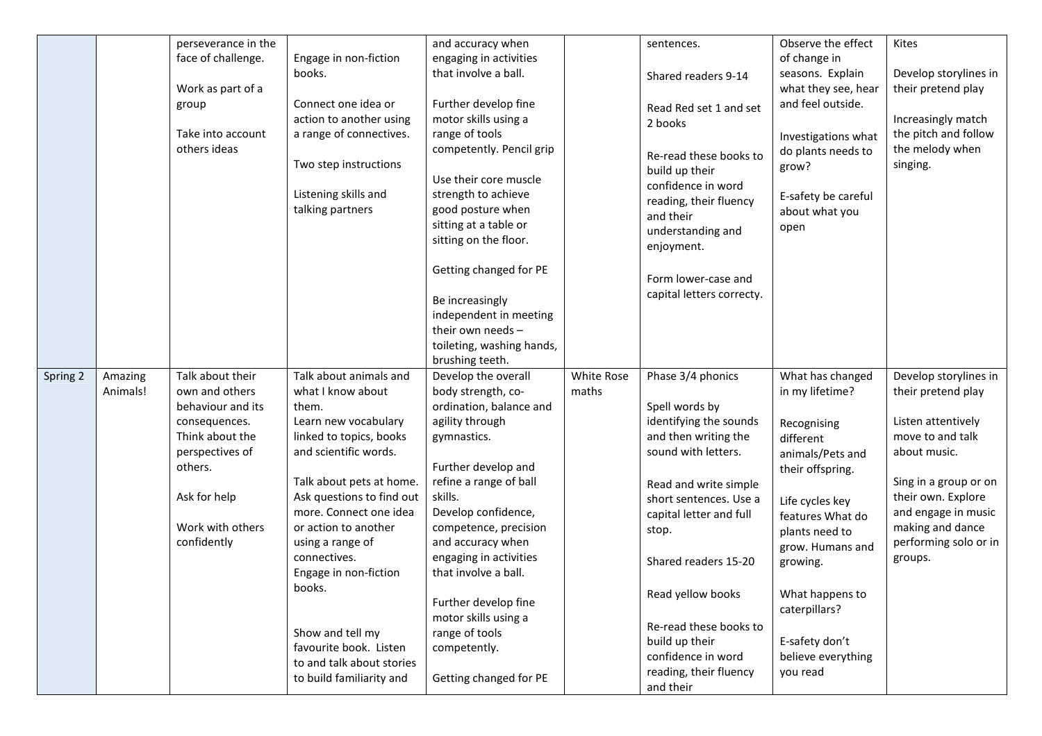|  |  |  |  |  |  |  |  |  |
|---|---|---|---|---|---|---|---|---|
|  |  | perseverance in the face of challenge.<br><br>Work as part of a group<br><br>Take into account others ideas | Engage in non-fiction books.<br><br>Connect one idea or action to another using a range of connectives.<br><br>Two step instructions<br><br>Listening skills and talking partners | and accuracy when engaging in activities that involve a ball.<br><br>Further develop fine motor skills using a range of tools competently. Pencil grip<br><br>Use their core muscle strength to achieve good posture when sitting at a table or sitting on the floor.<br><br>Getting changed for PE<br><br>Be increasingly independent in meeting their own needs – toileting, washing hands, brushing teeth. |  | sentences.<br><br>Shared readers 9-14<br><br>Read Red set 1 and set 2 books<br><br>Re-read these books to build up their confidence in word reading, their fluency and their understanding and enjoyment.<br><br>Form lower-case and capital letters correcty. | Observe the effect of change in seasons. Explain what they see, hear and feel outside.<br><br>Investigations what do plants needs to grow?<br><br>E-safety be careful about what you open | Kites<br><br>Develop storylines in their pretend play<br><br>Increasingly match the pitch and follow the melody when singing. |
| Spring 2 | Amazing Animals! | Talk about their own and others behaviour and its consequences. Think about the perspectives of others.<br><br>Ask for help<br><br>Work with others confidently | Talk about animals and what I know about them.<br>Learn new vocabulary linked to topics, books and scientific words.<br><br>Talk about pets at home. Ask questions to find out more. Connect one idea or action to another using a range of connectives.<br>Engage in non-fiction books.<br><br>Show and tell my favourite book. Listen to and talk about stories to build familiarity and | Develop the overall body strength, co-ordination, balance and agility through gymnastics.<br><br>Further develop and refine a range of ball skills.<br>Develop confidence, competence, precision and accuracy when engaging in activities that involve a ball.<br><br>Further develop fine motor skills using a range of tools competently.<br><br>Getting changed for PE | White Rose maths | Phase 3/4 phonics<br><br>Spell words by identifying the sounds and then writing the sound with letters.<br><br>Read and write simple short sentences. Use a capital letter and full stop.<br><br>Shared readers 15-20<br><br>Read yellow books<br><br>Re-read these books to build up their confidence in word reading, their fluency and their | What has changed in my lifetime?<br><br>Recognising different animals/Pets and their offspring.<br><br>Life cycles key features What do plants need to grow. Humans and growing.<br><br>What happens to caterpillars?<br><br>E-safety don't believe everything you read | Develop storylines in their pretend play<br><br>Listen attentively move to and talk about music.<br><br>Sing in a group or on their own. Explore and engage in music making and dance performing solo or in groups. |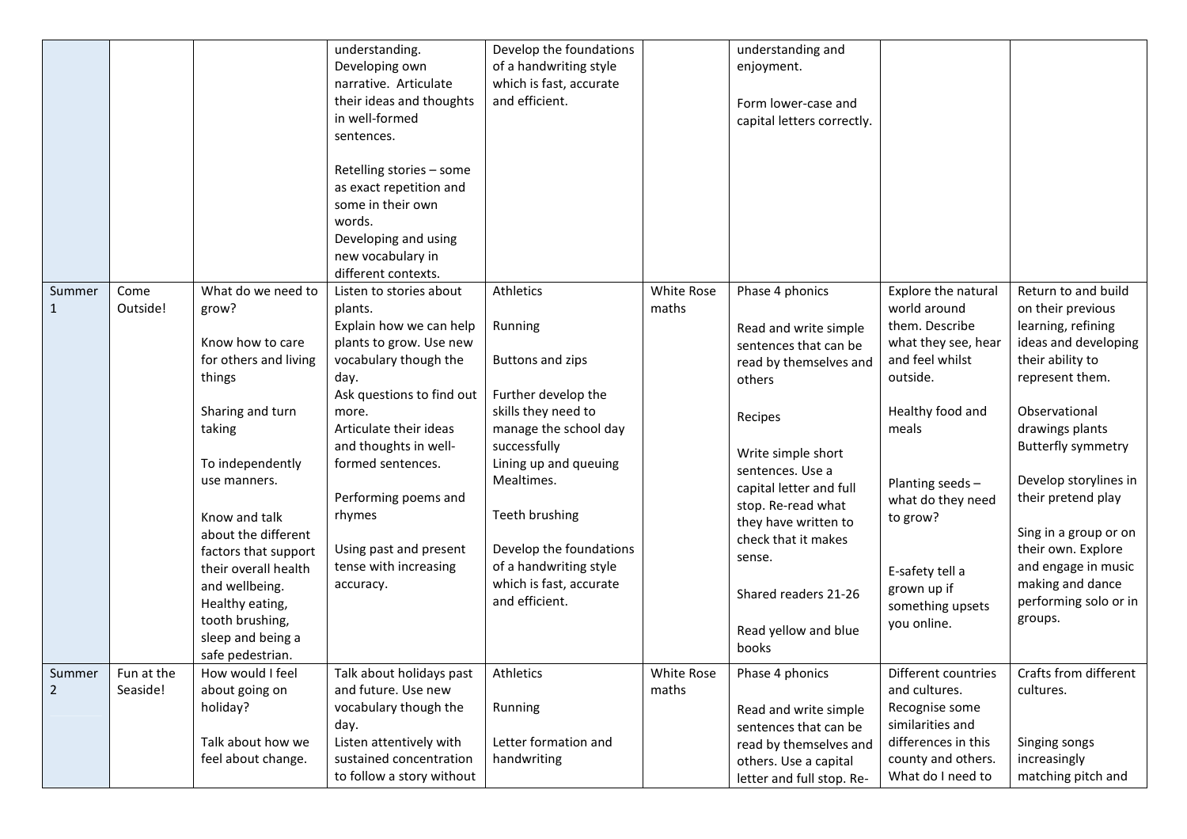| | | | | | | | | |
|---|---|---|---|---|---|---|---|---|
| | | | understanding.<br>Developing own narrative. Articulate their ideas and thoughts in well-formed sentences.<br><br>Retelling stories – some as exact repetition and some in their own words.<br>Developing and using new vocabulary in different contexts. | Develop the foundations of a handwriting style which is fast, accurate and efficient. | | understanding and enjoyment.<br><br>Form lower-case and capital letters correctly. | | |
| Summer 1 | Come Outside! | What do we need to grow?<br><br>Know how to care for others and living things<br><br>Sharing and turn taking<br><br>To independently use manners.<br><br>Know and talk about the different factors that support their overall health and wellbeing. Healthy eating, tooth brushing, sleep and being a safe pedestrian. | Listen to stories about plants.<br>Explain how we can help plants to grow. Use new vocabulary though the day.<br>Ask questions to find out more.<br>Articulate their ideas and thoughts in well-formed sentences.<br><br>Performing poems and rhymes<br><br>Using past and present tense with increasing accuracy. | Athletics<br><br>Running<br><br>Buttons and zips<br><br>Further develop the skills they need to manage the school day successfully<br>Lining up and queuing Mealtimes.<br><br>Teeth brushing<br><br>Develop the foundations of a handwriting style which is fast, accurate and efficient. | White Rose maths | Phase 4 phonics<br><br>Read and write simple sentences that can be read by themselves and others<br><br>Recipes<br><br>Write simple short sentences. Use a capital letter and full stop. Re-read what they have written to check that it makes sense.<br><br>Shared readers 21-26<br><br>Read yellow and blue books | Explore the natural world around them. Describe what they see, hear and feel whilst outside.<br><br>Healthy food and meals<br><br>Planting seeds – what do they need to grow?<br><br>E-safety tell a grown up if something upsets you online. | Return to and build on their previous learning, refining ideas and developing their ability to represent them.<br><br>Observational drawings plants Butterfly symmetry<br><br>Develop storylines in their pretend play<br><br>Sing in a group or on their own. Explore and engage in music making and dance performing solo or in groups. |
| Summer 2 | Fun at the Seaside! | How would I feel about going on holiday?<br><br>Talk about how we feel about change. | Talk about holidays past and future. Use new vocabulary though the day.<br>Listen attentively with sustained concentration to follow a story without | Athletics<br><br>Running<br><br>Letter formation and handwriting | White Rose maths | Phase 4 phonics<br><br>Read and write simple sentences that can be read by themselves and others. Use a capital letter and full stop. Re- | Different countries and cultures. Recognise some similarities and differences in this county and others. What do I need to | Crafts from different cultures.<br><br>Singing songs increasingly matching pitch and |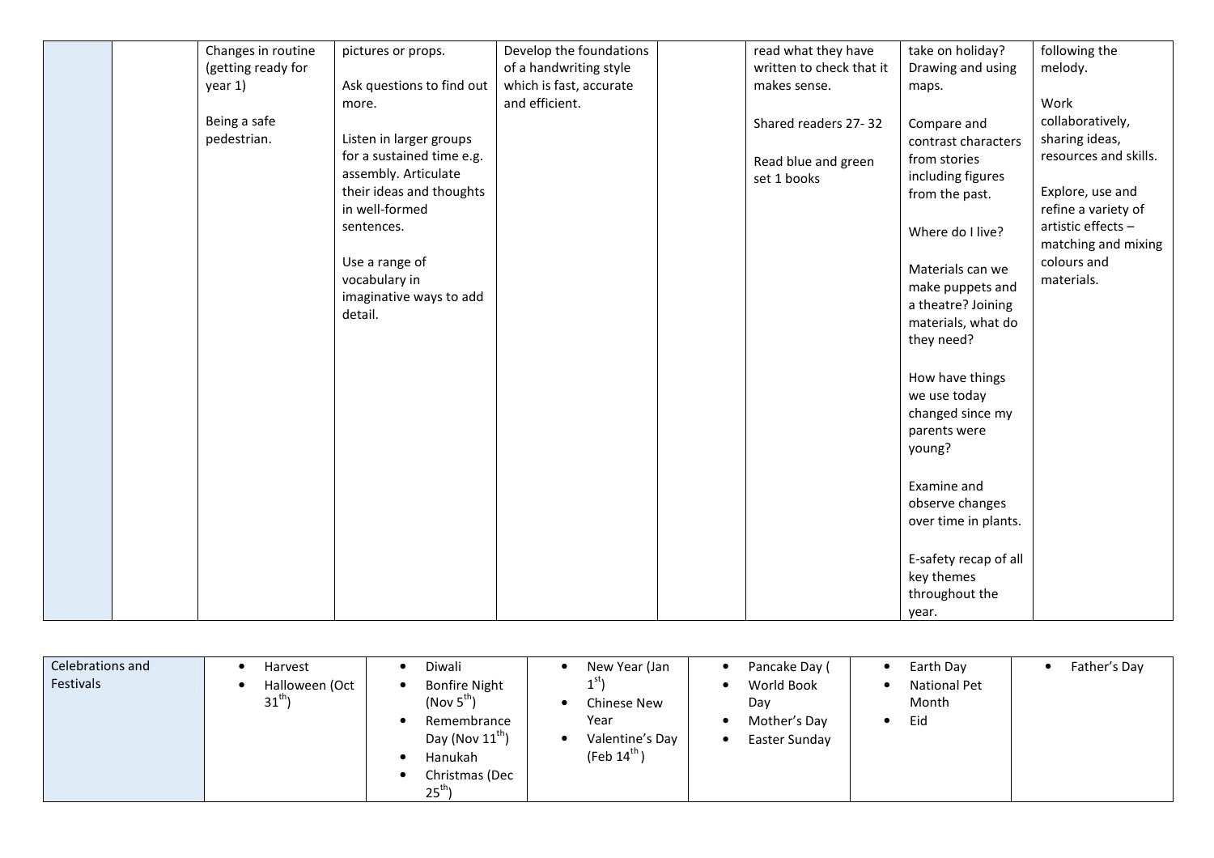| | | | | | | | | |
|---|---|---|---|---|---|---|---|---|
| | | Changes in routine (getting ready for year 1)<br><br>Being a safe pedestrian. | pictures or props.<br><br>Ask questions to find out more.<br><br>Listen in larger groups for a sustained time e.g. assembly. Articulate their ideas and thoughts in well-formed sentences.<br><br>Use a range of vocabulary in imaginative ways to add detail. | Develop the foundations of a handwriting style which is fast, accurate and efficient. | | read what they have written to check that it makes sense.<br><br>Shared readers 27- 32<br><br>Read blue and green set 1 books | take on holiday? Drawing and using maps.<br><br>Compare and contrast characters from stories including figures from the past.<br><br>Where do I live?<br><br>Materials can we make puppets and a theatre? Joining materials, what do they need?<br><br>How have things we use today changed since my parents were young?<br><br>Examine and observe changes over time in plants.<br><br>E-safety recap of all key themes throughout the year. | following the melody.<br><br>Work collaboratively, sharing ideas, resources and skills.<br><br>Explore, use and refine a variety of artistic effects – matching and mixing colours and materials. |

| | | | | | | |
|---|---|---|---|---|---|---|
| Celebrations and Festivals | • Harvest<br>• Halloween (Oct 31st) | • Diwali<br>• Bonfire Night (Nov 5th)<br>• Remembrance Day (Nov 11th)<br>• Hanukah<br>• Christmas (Dec 25th) | • New Year (Jan 1st)<br>• Chinese New Year<br>• Valentine's Day (Feb 14th) | • Pancake Day (<br>• World Book Day<br>• Mother's Day<br>• Easter Sunday | • Earth Day<br>• National Pet Month<br>• Eid | • Father's Day |